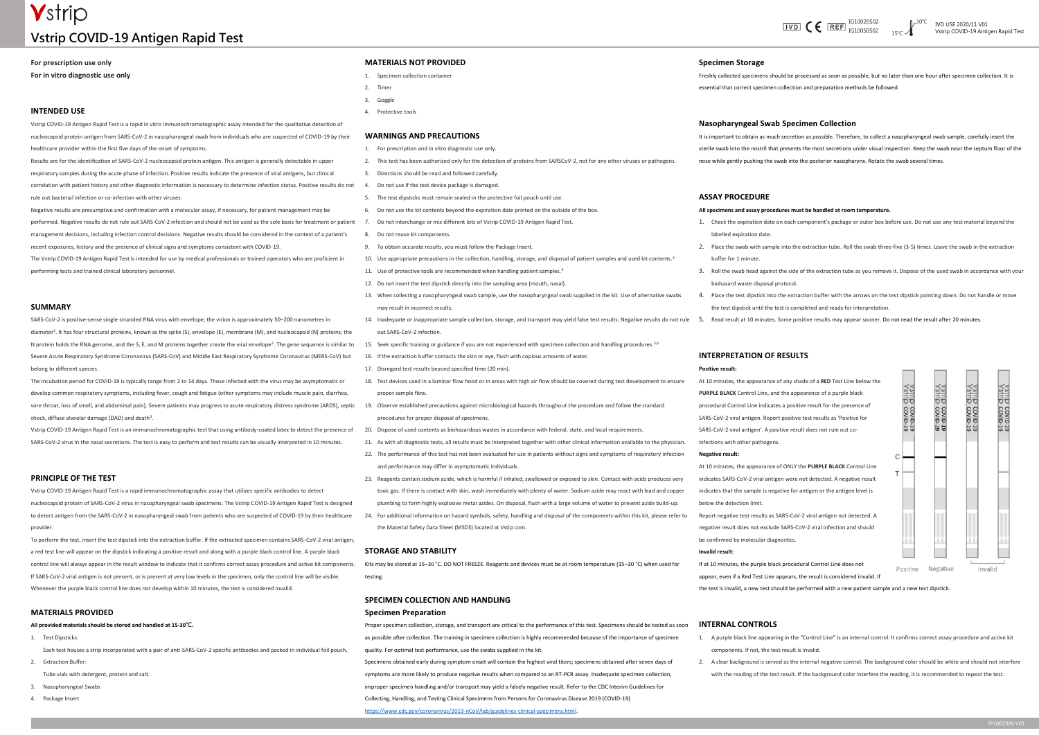# Vstrip COVID-19 Antigen Rapid Test

IVD CE REF IG10020S02 IG10050S02 15°C–30°C IVD USE 2020/11 V01 Vstrip COVID-19 Antigen Rapid Test

**For prescription use only**
**For in vitro diagnostic use only**

## INTENDED USE

Vstrip COVID-19 Antigen Rapid Test is a rapid in vitro immunochromatographic assay intended for the qualitative detection of nucleocapsid protein antigen from SARS-CoV-2 in nasopharyngeal swab from individuals who are suspected of COVID-19 by their healthcare provider within the first five days of the onset of symptoms.

Results are for the identification of SARS-CoV-2 nucleocapsid protein antigen. This antigen is generally detectable in upper respiratory samples during the acute phase of infection. Positive results indicate the presence of viral antigens, but clinical correlation with patient history and other diagnostic information is necessary to determine infection status. Positive results do not rule out bacterial infection or co-infection with other viruses.

Negative results are presumptive and confirmation with a molecular assay, if necessary, for patient management may be performed. Negative results do not rule out SARS-CoV-2 infection and should not be used as the sole basis for treatment or patient management decisions, including infection control decisions. Negative results should be considered in the context of a patient's recent exposures, history and the presence of clinical signs and symptoms consistent with COVID-19.

The Vstrip COVID-19 Antigen Rapid Test is intended for use by medical professionals or trained operators who are proficient in performing tests and trained clinical laboratory personnel.

## SUMMARY

SARS-CoV-2 is positive-sense single-stranded RNA virus with envelope, the virion is approximately 50–200 nanometres in diameter[1]. It has four structural proteins, known as the spike (S), envelope (E), membrane (M), and nucleocapsid (N) proteins; the N protein holds the RNA genome, and the S, E, and M proteins together create the viral envelope[2]. The gene sequence is similar to Severe Acute Respiratory Syndrome Coronavirus (SARS-CoV) and Middle East Respiratory Syndrome Coronavirus (MERS-CoV) but belong to different species.

The incubation period for COVID-19 is typically range from 2 to 14 days. Those infected with the virus may be asymptomatic or develop common respiratory symptoms, including fever, cough and fatigue (other symptoms may include muscle pain, diarrhea, sore throat, loss of smell, and abdominal pain). Severe patients may progress to acute respiratory distress syndrome (ARDS), septic shock, diffuse alveolar damage (DAD) and death[3].

Vstrip COVID-19 Antigen Rapid Test is an immunochromatographic test that using antibody-coated latex to detect the presence of SARS-CoV-2 virus in the nasal secretions. The test is easy to perform and test results can be visually interpreted in 10 minutes.

## PRINCIPLE OF THE TEST

Vstrip COVID-19 Antigen Rapid Test is a rapid immunochromatographic assay that utilizes specific antibodies to detect nucleocapsid protein of SARS-CoV-2 virus in nasopharyngeal swab specimens. The Vstrip COVID-19 Antigen Rapid Test is designed to detect antigen from the SARS-CoV-2 in nasopharyngeal swab from patients who are suspected of COVID-19 by their healthcare provider.

To perform the test, insert the test dipstick into the extraction buffer. If the extracted specimen contains SARS-CoV-2 viral antigen, a red test line will appear on the dipstick indicating a positive result and along with a purple black control line. A purple black control line will always appear in the result window to indicate that it confirms correct assay procedure and active kit components. If SARS-CoV-2 viral antigen is not present, or is present at very low levels in the specimen, only the control line will be visible. Whenever the purple black control line does not develop within 10 minutes, the test is considered invalid.

## MATERIALS PROVIDED

**All provided materials should be stored and handled at 15-30℃.**

1. Test Dipsticks:
   Each test houses a strip incorporated with a pair of anti-SARS-CoV-2 specific antibodies and packed in individual foil pouch.
2. Extraction Buffer:
   Tube vials with detergent, protein and salt.
3. Nasopharyngeal Swabs
4. Package Insert

## MATERIALS NOT PROVIDED

1. Specimen collection container
2. Timer
3. Goggle
4. Protective tools

## WARNINGS AND PRECAUTIONS

1. For prescription and in vitro diagnostic use only.
2. This test has been authorized only for the detection of proteins from SARSCoV-2, not for any other viruses or pathogens.
3. Directions should be read and followed carefully.
4. Do not use if the test device package is damaged.
5. The test dipsticks must remain sealed in the protective foil pouch until use.
6. Do not use the kit contents beyond the expiration date printed on the outside of the box.
7. Do not interchange or mix different lots of Vstrip COVID-19 Antigen Rapid Test.
8. Do not reuse kit components.
9. To obtain accurate results, you must follow the Package Insert.
10. Use appropriate precautions in the collection, handling, storage, and disposal of patient samples and used kit contents.[4]
11. Use of protective tools are recommended when handling patient samples.[4]
12. Do not insert the test dipstick directly into the sampling area (mouth, nasal).
13. When collecting a nasopharyngeal swab sample, use the nasopharyngeal swab supplied in the kit. Use of alternative swabs may result in incorrect results.
14. Inadequate or inappropriate sample collection, storage, and transport may yield false test results. Negative results do not rule out SARS-CoV-2 infection.
15. Seek specific training or guidance if you are not experienced with specimen collection and handling procedures.[5,6]
16. If the extraction buffer contacts the skin or eye, flush with copious amounts of water.
17. Disregard test results beyond specified time (20 min).
18. Test devices used in a laminar flow hood or in areas with high air flow should be covered during test development to ensure proper sample flow.
19. Observe established precautions against microbiological hazards throughout the procedure and follow the standard procedures for proper disposal of specimens.
20. Dispose of used contents as biohazardous wastes in accordance with federal, state, and local requirements.
21. As with all diagnostic tests, all results must be interpreted together with other clinical information available to the physician.
22. The performance of this test has not been evaluated for use in patients without signs and symptoms of respiratory infection and performance may differ in asymptomatic individuals.
23. Reagents contain sodium azide, which is harmful if inhaled, swallowed or exposed to skin. Contact with acids produces very toxic gas. If there is contact with skin, wash immediately with plenty of water. Sodium azide may react with lead and copper plumbing to form highly explosive metal azides. On disposal, flush with a large volume of water to prevent azide build-up.
24. For additional information on hazard symbols, safety, handling and disposal of the components within this kit, please refer to the Material Safety Data Sheet (MSDS) located at Vstip com.

## STORAGE AND STABILITY

Kits may be stored at 15–30 °C. DO NOT FREEZE. Reagents and devices must be at room temperature (15–30 °C) when used for testing.

## SPECIMEN COLLECTION AND HANDLING

### Specimen Preparation

Proper specimen collection, storage, and transport are critical to the performance of this test. Specimens should be tested as soon as possible after collection. The training in specimen collection is highly recommended because of the importance of specimen quality. For optimal test performance, use the swabs supplied in the kit.

Specimens obtained early during symptom onset will contain the highest viral titers; specimens obtained after seven days of symptoms are more likely to produce negative results when compared to an RT-PCR assay. Inadequate specimen collection, improper specimen handling and/or transport may yield a falsely negative result. Refer to the CDC Interim Guidelines for Collecting, Handling, and Testing Clinical Specimens from Persons for Coronavirus Disease 2019 (COVID-19) https://www.cdc.gov/coronavirus/2019-nCoV/lab/guidelines-clinical-specimens.html.

### Specimen Storage

Freshly collected specimens should be processed as soon as possible, but no later than one hour after specimen collection. It is essential that correct specimen collection and preparation methods be followed.

### Nasopharyngeal Swab Specimen Collection

It is important to obtain as much secretion as possible. Therefore, to collect a nasopharyngeal swab sample, carefully insert the sterile swab into the nostril that presents the most secretions under visual inspection. Keep the swab near the septum floor of the nose while gently pushing the swab into the posterior nasopharynx. Rotate the swab several times.

## ASSAY PROCEDURE

**All specimens and assay procedures must be handled at room temperature.**

1. Check the expiration date on each component's package or outer box before use. Do not use any test material beyond the labelled expiration date.
2. Place the swab with sample into the extraction tube. Roll the swab three-five (3-5) times. Leave the swab in the extraction buffer for 1 minute.
3. Roll the swab head against the side of the extraction tube as you remove it. Dispose of the used swab in accordance with your biohazard waste disposal protocol.
4. Place the test dipstick into the extraction buffer with the arrows on the test dipstick pointing down. Do not handle or move the test dipstick until the test is completed and ready for interpretation.
5. Read result at 10 minutes. Some positive results may appear sooner. Do not read the result after 20 minutes.

## INTERPRETATION OF RESULTS

**Positive result:**

At 10 minutes, the appearance of any shade of a **RED** Test Line below the **PURPLE BLACK** Control Line, and the appearance of a purple black procedural Control Line indicates a positive result for the presence of SARS-CoV-2 viral antigen. Report positive test results as 'Positive for SARS-CoV-2 viral antigen'. A positive result does not rule out co-infections with other pathogens.

**Negative result:**

At 10 minutes, the appearance of ONLY the **PURPLE BLACK** Control Line indicates SARS-CoV-2 viral antigen were not detected. A negative result indicates that the sample is negative for antigen or the antigen level is below the detection limit.

Report negative test results as SARS-CoV-2 viral antigen not detected. A negative result does not exclude SARS-CoV-2 viral infection and should be confirmed by molecular diagnostics.

**Invalid result:**

If at 10 minutes, the purple black procedural Control Line does not appear, even if a Red Test Line appears, the result is considered invalid. If the test is invalid, a new test should be performed with a new patient sample and a new test dipstick.

C T Positive Negative Invalid

## INTERNAL CONTROLS

1. A purple black line appearing in the "Control Line" is an internal control. It confirms correct assay procedure and active kit components. If not, the test result is invalid.
2. A clear background is served as the internal negative control. The background color should be white and should not interfere with the reading of the test result. If the background color interfere the reading, it is recommended to repeat the test.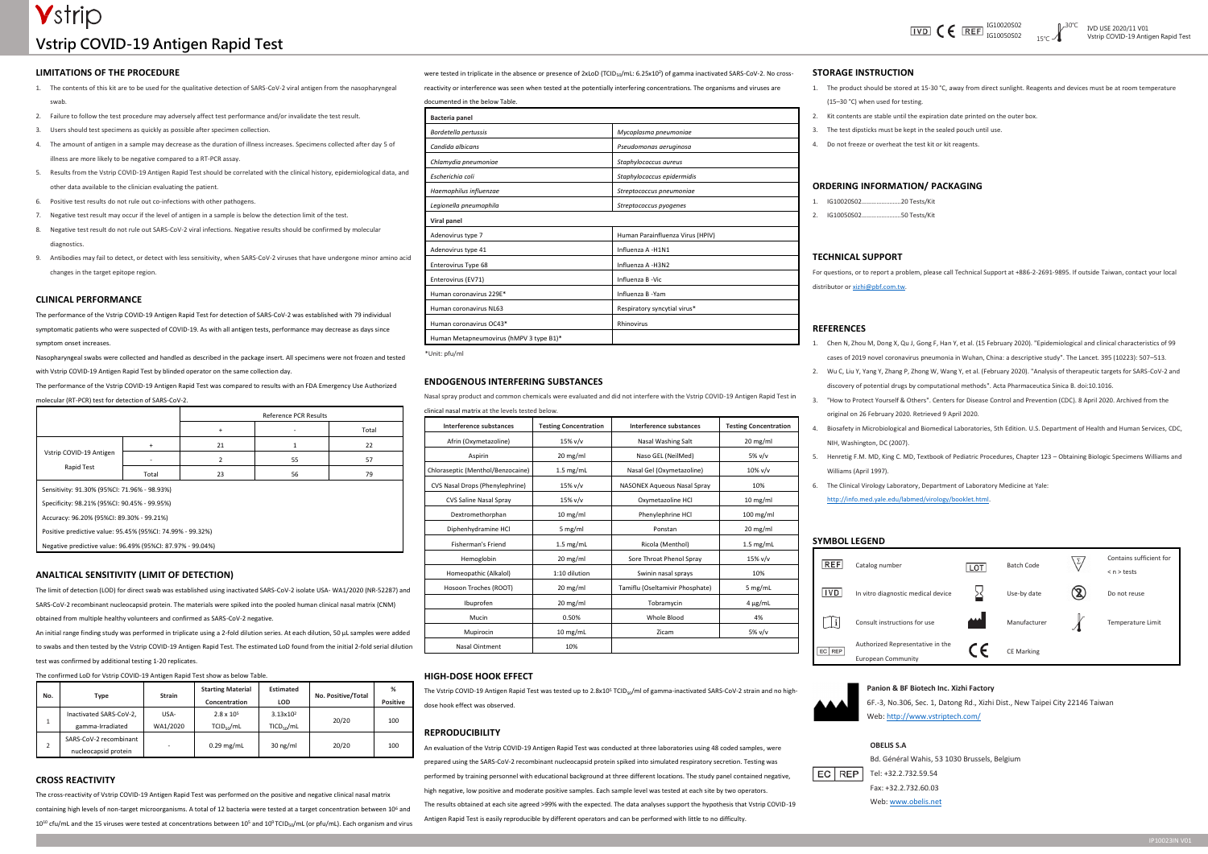# Vstrip COVID-19 Antigen Rapid Test

IVD USE 2020/11 V01
Vstrip COVID-19 Antigen Rapid Test

REF IG10020S02 IG10050S02

## LIMITATIONS OF THE PROCEDURE

1. The contents of this kit are to be used for the qualitative detection of SARS-CoV-2 viral antigen from the nasopharyngeal swab.
2. Failure to follow the test procedure may adversely affect test performance and/or invalidate the test result.
3. Users should test specimens as quickly as possible after specimen collection.
4. The amount of antigen in a sample may decrease as the duration of illness increases. Specimens collected after day 5 of illness are more likely to be negative compared to a RT-PCR assay.
5. Results from the Vstrip COVID-19 Antigen Rapid Test should be correlated with the clinical history, epidemiological data, and other data available to the clinician evaluating the patient.
6. Positive test results do not rule out co-infections with other pathogens.
7. Negative test result may occur if the level of antigen in a sample is below the detection limit of the test.
8. Negative test result do not rule out SARS-CoV-2 viral infections. Negative results should be confirmed by molecular diagnostics.
9. Antibodies may fail to detect, or detect with less sensitivity, when SARS-CoV-2 viruses that have undergone minor amino acid changes in the target epitope region.

## CLINICAL PERFORMANCE

The performance of the Vstrip COVID-19 Antigen Rapid Test for detection of SARS-CoV-2 was established with 79 individual symptomatic patients who were suspected of COVID-19. As with all antigen tests, performance may decrease as days since symptom onset increases.

Nasopharyngeal swabs were collected and handled as described in the package insert. All specimens were not frozen and tested with Vstrip COVID-19 Antigen Rapid Test by blinded operator on the same collection day.

The performance of the Vstrip COVID-19 Antigen Rapid Test was compared to results with an FDA Emergency Use Authorized molecular (RT-PCR) test for detection of SARS-CoV-2.

| | | Reference PCR Results | | |
|---|---|---|---|---|
| | | + | - | Total |
| Vstrip COVID-19 Antigen Rapid Test | + | 21 | 1 | 22 |
| | - | 2 | 55 | 57 |
| | Total | 23 | 56 | 79 |

Sensitivity: 91.30% (95%CI: 71.96% - 98.93%)

Specificity: 98.21% (95%CI: 90.45% - 99.95%)

Accuracy: 96.20% (95%CI: 89.30% - 99.21%)

Positive predictive value: 95.45% (95%CI: 74.99% - 99.32%)

Negative predictive value: 96.49% (95%CI: 87.97% - 99.04%)

## ANALTICAL SENSITIVITY (LIMIT OF DETECTION)

The limit of detection (LOD) for direct swab was established using inactivated SARS-CoV-2 isolate USA- WA1/2020 (NR-52287) and SARS-CoV-2 recombinant nucleocapsid protein. The materials were spiked into the pooled human clinical nasal matrix (CNM) obtained from multiple healthy volunteers and confirmed as SARS-CoV-2 negative.

An initial range finding study was performed in triplicate using a 2-fold dilution series. At each dilution, 50 µL samples were added to swabs and then tested by the Vstrip COVID-19 Antigen Rapid Test. The estimated LoD found from the initial 2-fold serial dilution test was confirmed by additional testing 1-20 replicates.

The confirmed LoD for Vstrip COVID-19 Antigen Rapid Test show as below Table.

| No. | Type | Strain | Starting Material Concentration | Estimated LOD | No. Positive/Total | % Positive |
|---|---|---|---|---|---|---|
| 1 | Inactivated SARS-CoV-2, gamma-Irradiated | USA-WA1/2020 | $2.8 \times 10^5$ $TCID_{50}/mL$ | $3.13 \times 10^2$ $TCID_{50}/mL$ | 20/20 | 100 |
| 2 | SARS-CoV-2 recombinant nucleocapsid protein | - | 0.29 mg/mL | 30 ng/ml | 20/20 | 100 |

## CROSS REACTIVITY

The cross-reactivity of Vstrip COVID-19 Antigen Rapid Test was performed on the positive and negative clinical nasal matrix containing high levels of non-target microorganisms. A total of 12 bacteria were tested at a target concentration between $10^6$ and $10^{10}$ cfu/mL and the 15 viruses were tested at concentrations between $10^5$ and $10^9$ $TCID_{50}/mL$ (or pfu/mL). Each organism and virus were tested in triplicate in the absence or presence of 2xLoD ($TCID_{50}/mL$: $6.25 \times 10^2$) of gamma inactivated SARS-CoV-2. No cross-reactivity or interference was seen when tested at the potentially interfering concentrations. The organisms and viruses are documented in the below Table.

| Bacteria panel | |
|---|---|
| *Bordetella pertussis* | *Mycoplasma pneumoniae* |
| *Candida albicans* | *Pseudomonas aeruginosa* |
| *Chlamydia pneumoniae* | *Staphylococcus aureus* |
| *Escherichia coli* | *Staphylococcus epidermidis* |
| *Haemophilus influenzae* | *Streptococcus pneumoniae* |
| *Legionella pneumophila* | *Streptococcus pyogenes* |
| **Viral panel** | |
| Adenovirus type 7 | Human Parainfluenza Virus (HPIV) |
| Adenovirus type 41 | Influenza A -H1N1 |
| Enterovirus Type 68 | Influenza A -H3N2 |
| Enterovirus (EV71) | Influenza B -Vic |
| Human coronavirus 229E* | Influenza B -Yam |
| Human coronavirus NL63 | Respiratory syncytial virus* |
| Human coronavirus OC43* | Rhinovirus |
| Human Metapneumovirus (hMPV 3 type B1)* | |

*Unit: pfu/ml

## ENDOGENOUS INTERFERING SUBSTANCES

Nasal spray product and common chemicals were evaluated and did not interfere with the Vstrip COVID-19 Antigen Rapid Test in clinical nasal matrix at the levels tested below.

| Interference substances | Testing Concentration | Interference substances | Testing Concentration |
|---|---|---|---|
| Afrin (Oxymetazoline) | 15% v/v | Nasal Washing Salt | 20 mg/ml |
| Aspirin | 20 mg/ml | Naso GEL (NeilMed) | 5% v/v |
| Chloraseptic (Menthol/Benzocaine) | 1.5 mg/mL | Nasal Gel (Oxymetazoline) | 10% v/v |
| CVS Nasal Drops (Phenylephrine) | 15% v/v | NASONEX Aqueous Nasal Spray | 10% |
| CVS Saline Nasal Spray | 15% v/v | Oxymetazoline HCl | 10 mg/ml |
| Dextromethorphan | 10 mg/ml | Phenylephrine HCl | 100 mg/ml |
| Diphenhydramine HCl | 5 mg/ml | Ponstan | 20 mg/ml |
| Fisherman's Friend | 1.5 mg/mL | Ricola (Menthol) | 1.5 mg/mL |
| Hemoglobin | 20 mg/ml | Sore Throat Phenol Spray | 15% v/v |
| Homeopathic (Alkalol) | 1:10 dilution | Swinin nasal sprays | 10% |
| Hosoon Troches (ROOT) | 20 mg/ml | Tamiflu (Oseltamivir Phosphate) | 5 mg/mL |
| Ibuprofen | 20 mg/ml | Tobramycin | 4 µg/mL |
| Mucin | 0.50% | Whole Blood | 4% |
| Mupirocin | 10 mg/mL | Zicam | 5% v/v |
| Nasal Ointment | 10% | | |

## HIGH-DOSE HOOK EFFECT

The Vstrip COVID-19 Antigen Rapid Test was tested up to $2.8 \times 10^5$ $TCID_{50}/ml$ of gamma-inactivated SARS-CoV-2 strain and no high-dose hook effect was observed.

## REPRODUCIBILITY

An evaluation of the Vstrip COVID-19 Antigen Rapid Test was conducted at three laboratories using 48 coded samples, were prepared using the SARS-CoV-2 recombinant nucleocapsid protein spiked into simulated respiratory secretion. Testing was performed by training personnel with educational background at three different locations. The study panel contained negative, high negative, low positive and moderate positive samples. Each sample level was tested at each site by two operators. The results obtained at each site agreed >99% with the expected. The data analyses support the hypothesis that Vstrip COVID-19 Antigen Rapid Test is easily reproducible by different operators and can be performed with little to no difficulty.

## STORAGE INSTRUCTION

1. The product should be stored at 15-30 °C, away from direct sunlight. Reagents and devices must be at room temperature (15–30 °C) when used for testing.
2. Kit contents are stable until the expiration date printed on the outer box.
3. The test dipsticks must be kept in the sealed pouch until use.
4. Do not freeze or overheat the test kit or kit reagents.

## ORDERING INFORMATION/ PACKAGING

1. IG10020S02.......................20 Tests/Kit
2. IG10050S02.......................50 Tests/Kit

## TECHNICAL SUPPORT

For questions, or to report a problem, please call Technical Support at +886-2-2691-9895. If outside Taiwan, contact your local distributor or xizhi@pbf.com.tw.

## REFERENCES

1. Chen N, Zhou M, Dong X, Qu J, Gong F, Han Y, et al. (15 February 2020). "Epidemiological and clinical characteristics of 99 cases of 2019 novel coronavirus pneumonia in Wuhan, China: a descriptive study". The Lancet. 395 (10223): 507–513.
2. Wu C, Liu Y, Yang Y, Zhang P, Zhong W, Wang Y, et al. (February 2020). "Analysis of therapeutic targets for SARS-CoV-2 and discovery of potential drugs by computational methods". Acta Pharmaceutica Sinica B. doi:10.1016.
3. "How to Protect Yourself & Others". Centers for Disease Control and Prevention (CDC). 8 April 2020. Archived from the original on 26 February 2020. Retrieved 9 April 2020.
4. Biosafety in Microbiological and Biomedical Laboratories, 5th Edition. U.S. Department of Health and Human Services, CDC, NIH, Washington, DC (2007).
5. Henretig F.M. MD, King C. MD, Textbook of Pediatric Procedures, Chapter 123 – Obtaining Biologic Specimens Williams and Williams (April 1997).
6. The Clinical Virology Laboratory, Department of Laboratory Medicine at Yale: http://info.med.yale.edu/labmed/virology/booklet.html.

## SYMBOL LEGEND

| | | | | | |
|---|---|---|---|---|---|
| REF | Catalog number | LOT | Batch Code | Σ | Contains sufficient for < n > tests |
| IVD | In vitro diagnostic medical device | | Use-by date | | Do not reuse |
| | Consult instructions for use | | Manufacturer | | Temperature Limit |
| EC REP | Authorized Representative in the European Community | CE | CE Marking | | |

**Panion & BF Biotech Inc. Xizhi Factory**

6F.-3, No.306, Sec. 1, Datong Rd., Xizhi Dist., New Taipei City 22146 Taiwan

Web: http://www.vstriptech.com/

**OBELIS S.A**

Bd. Général Wahis, 53 1030 Brussels, Belgium

Tel: +32.2.732.59.54

Fax: +32.2.732.60.03

Web: www.obelis.net